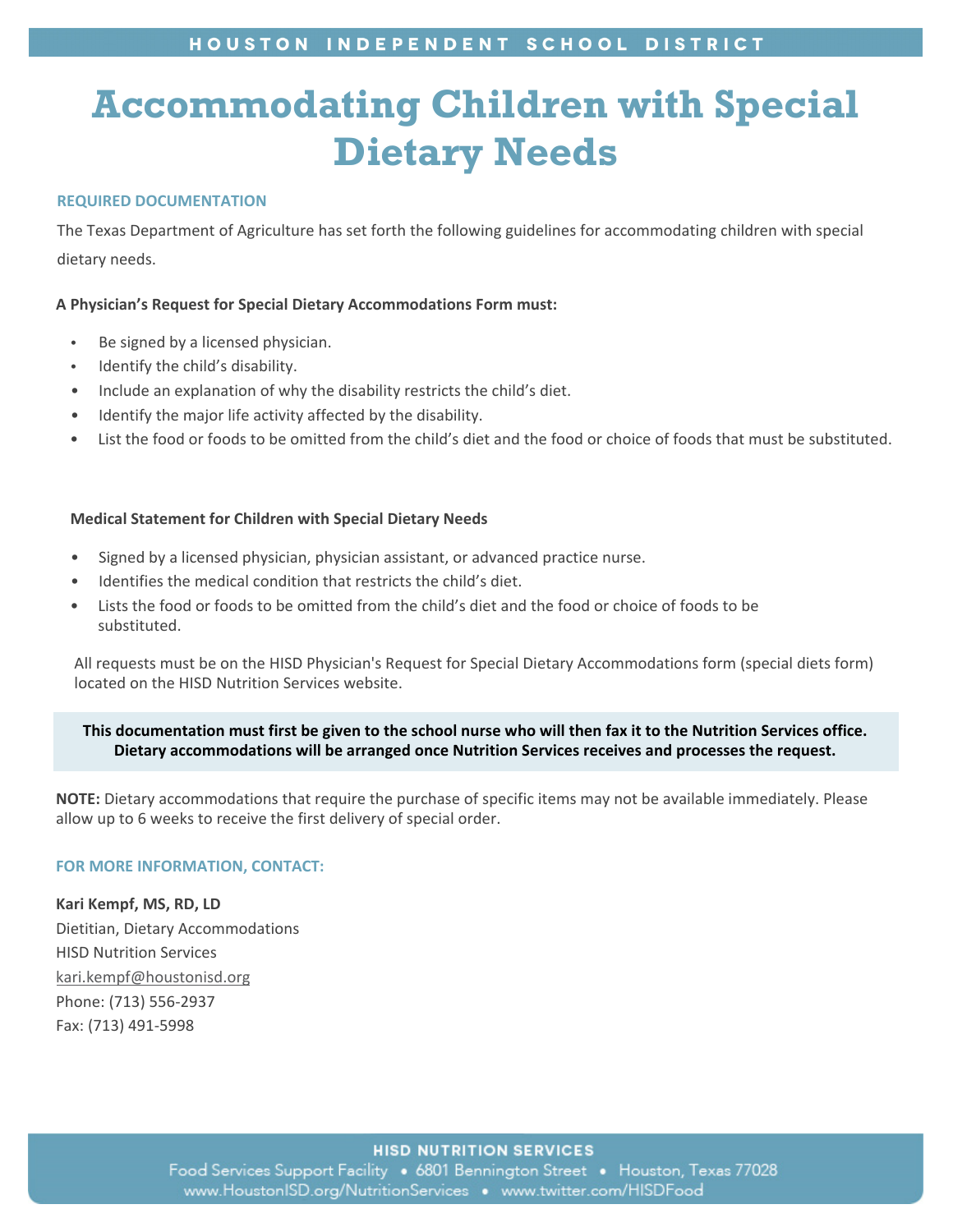HOUSTON INDEPENDENT SCHOOL DISTRICT

# Accommodating Children with Special Dietary Needs

## REQUIRED DOCUMENTATION

The Texas Department of Agriculture has set forth the following guidelines for accommodating children with special dietary needs.

**A Physician's Request for Special Dietary Accommodations Form must:**

- Be signed by a licensed physician.
- Identify the child's disability.
- Include an explanation of why the disability restricts the child's diet.
- Identify the major life activity affected by the disability.
- List the food or foods to be omitted from the child's diet and the food or choice of foods that must be substituted.

**Medical Statement for Children with Special Dietary Needs**

- Signed by a licensed physician, physician assistant, or advanced practice nurse.
- Identifies the medical condition that restricts the child's diet.
- Lists the food or foods to be omitted from the child's diet and the food or choice of foods to be substituted.

All requests must be on the HISD Physician's Request for Special Dietary Accommodations form (special diets form) located on the HISD Nutrition Services website.

**This documentation must first be given to the school nurse who will then fax it to the Nutrition Services office. Dietary accommodations will be arranged once Nutrition Services receives and processes the request.**

**NOTE:** Dietary accommodations that require the purchase of specific items may not be available immediately. Please allow up to 6 weeks to receive the first delivery of special order.

## FOR MORE INFORMATION, CONTACT:

**Kari Kempf, MS, RD, LD**
Dietitian, Dietary Accommodations
HISD Nutrition Services
kari.kempf@houstonisd.org
Phone: (713) 556-2937
Fax: (713) 491-5998

**HISD NUTRITION SERVICES**
Food Services Support Facility • 6801 Bennington Street • Houston, Texas 77028
www.HoustonISD.org/NutritionServices • www.twitter.com/HISDFood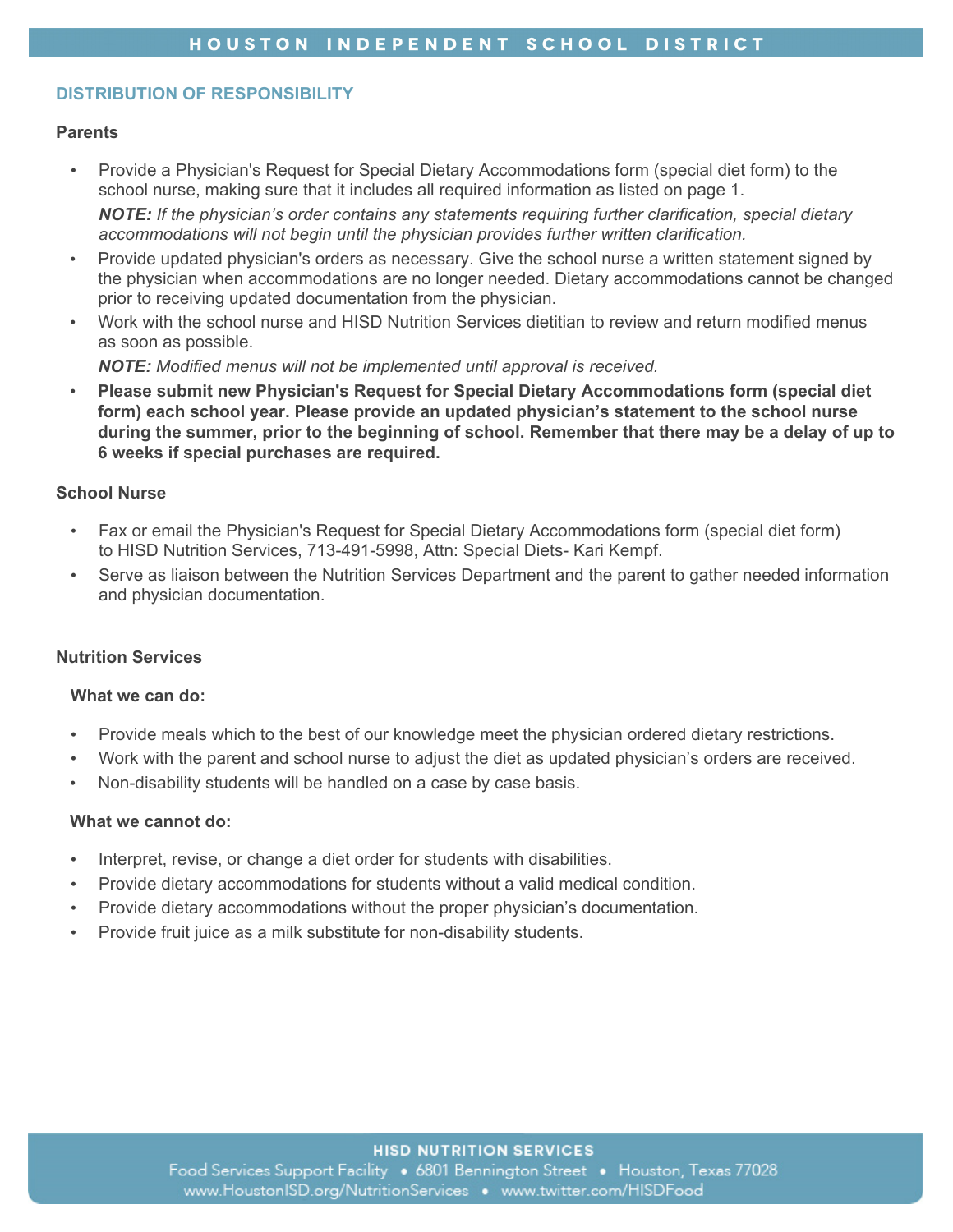## DISTRIBUTION OF RESPONSIBILITY

### Parents

- Provide a Physician's Request for Special Dietary Accommodations form (special diet form) to the school nurse, making sure that it includes all required information as listed on page 1.

  ***NOTE:*** *If the physician's order contains any statements requiring further clarification, special dietary accommodations will not begin until the physician provides further written clarification.*

- Provide updated physician's orders as necessary. Give the school nurse a written statement signed by the physician when accommodations are no longer needed. Dietary accommodations cannot be changed prior to receiving updated documentation from the physician.
- Work with the school nurse and HISD Nutrition Services dietitian to review and return modified menus as soon as possible.

  ***NOTE:*** *Modified menus will not be implemented until approval is received.*

- **Please submit new Physician's Request for Special Dietary Accommodations form (special diet form) each school year. Please provide an updated physician's statement to the school nurse during the summer, prior to the beginning of school. Remember that there may be a delay of up to 6 weeks if special purchases are required.**

### School Nurse

- Fax or email the Physician's Request for Special Dietary Accommodations form (special diet form) to HISD Nutrition Services, 713-491-5998, Attn: Special Diets- Kari Kempf.
- Serve as liaison between the Nutrition Services Department and the parent to gather needed information and physician documentation.

### Nutrition Services

#### What we can do:

- Provide meals which to the best of our knowledge meet the physician ordered dietary restrictions.
- Work with the parent and school nurse to adjust the diet as updated physician's orders are received.
- Non-disability students will be handled on a case by case basis.

#### What we cannot do:

- Interpret, revise, or change a diet order for students with disabilities.
- Provide dietary accommodations for students without a valid medical condition.
- Provide dietary accommodations without the proper physician's documentation.
- Provide fruit juice as a milk substitute for non-disability students.

**HISD NUTRITION SERVICES**
Food Services Support Facility • 6801 Bennington Street • Houston, Texas 77028
www.HoustonISD.org/NutritionServices • www.twitter.com/HISDFood